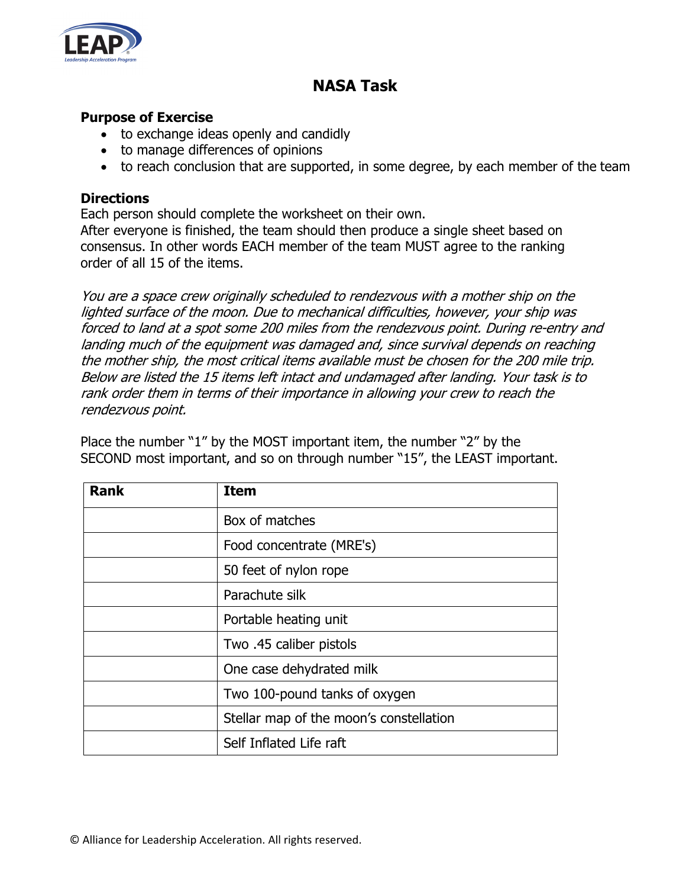# NASA Task

**Purpose of Exercise**

- to exchange ideas openly and candidly
- to manage differences of opinions
- to reach conclusion that are supported, in some degree, by each member of the team

**Directions**

Each person should complete the worksheet on their own.
After everyone is finished, the team should then produce a single sheet based on consensus. In other words EACH member of the team MUST agree to the ranking order of all 15 of the items.

*You are a space crew originally scheduled to rendezvous with a mother ship on the lighted surface of the moon. Due to mechanical difficulties, however, your ship was forced to land at a spot some 200 miles from the rendezvous point. During re-entry and landing much of the equipment was damaged and, since survival depends on reaching the mother ship, the most critical items available must be chosen for the 200 mile trip. Below are listed the 15 items left intact and undamaged after landing. Your task is to rank order them in terms of their importance in allowing your crew to reach the rendezvous point.*

Place the number "1" by the MOST important item, the number "2" by the SECOND most important, and so on through number "15", the LEAST important.

| Rank | Item |
|---|---|
| | Box of matches |
| | Food concentrate (MRE's) |
| | 50 feet of nylon rope |
| | Parachute silk |
| | Portable heating unit |
| | Two .45 caliber pistols |
| | One case dehydrated milk |
| | Two 100-pound tanks of oxygen |
| | Stellar map of the moon's constellation |
| | Self Inflated Life raft |

© Alliance for Leadership Acceleration. All rights reserved.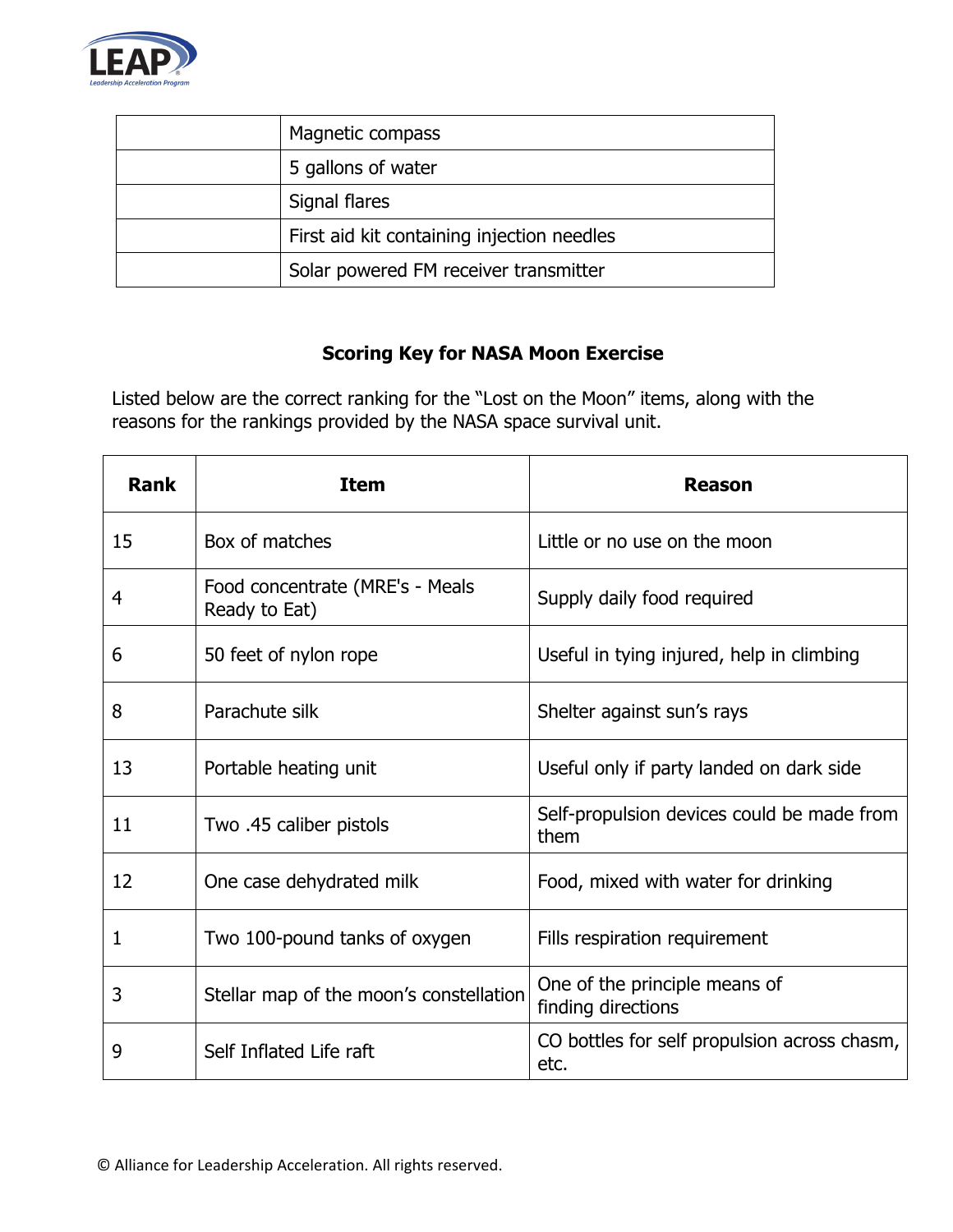| | |
|---|---|
| | Magnetic compass |
| | 5 gallons of water |
| | Signal flares |
| | First aid kit containing injection needles |
| | Solar powered FM receiver transmitter |

**Scoring Key for NASA Moon Exercise**

Listed below are the correct ranking for the "Lost on the Moon" items, along with the reasons for the rankings provided by the NASA space survival unit.

| Rank | Item | Reason |
|---|---|---|
| 15 | Box of matches | Little or no use on the moon |
| 4 | Food concentrate (MRE's - Meals Ready to Eat) | Supply daily food required |
| 6 | 50 feet of nylon rope | Useful in tying injured, help in climbing |
| 8 | Parachute silk | Shelter against sun's rays |
| 13 | Portable heating unit | Useful only if party landed on dark side |
| 11 | Two .45 caliber pistols | Self-propulsion devices could be made from them |
| 12 | One case dehydrated milk | Food, mixed with water for drinking |
| 1 | Two 100-pound tanks of oxygen | Fills respiration requirement |
| 3 | Stellar map of the moon's constellation | One of the principle means of finding directions |
| 9 | Self Inflated Life raft | CO bottles for self propulsion across chasm, etc. |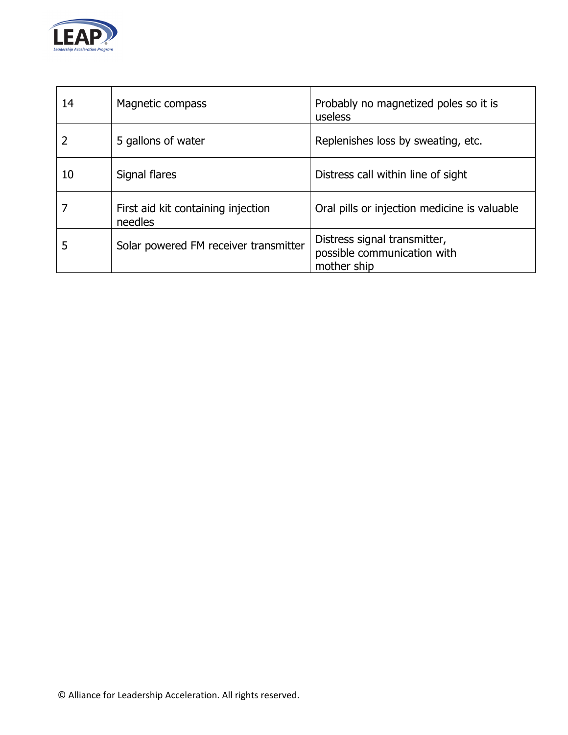| | | |
|---|---|---|
| 14 | Magnetic compass | Probably no magnetized poles so it is useless |
| 2 | 5 gallons of water | Replenishes loss by sweating, etc. |
| 10 | Signal flares | Distress call within line of sight |
| 7 | First aid kit containing injection needles | Oral pills or injection medicine is valuable |
| 5 | Solar powered FM receiver transmitter | Distress signal transmitter, possible communication with mother ship |

© Alliance for Leadership Acceleration. All rights reserved.